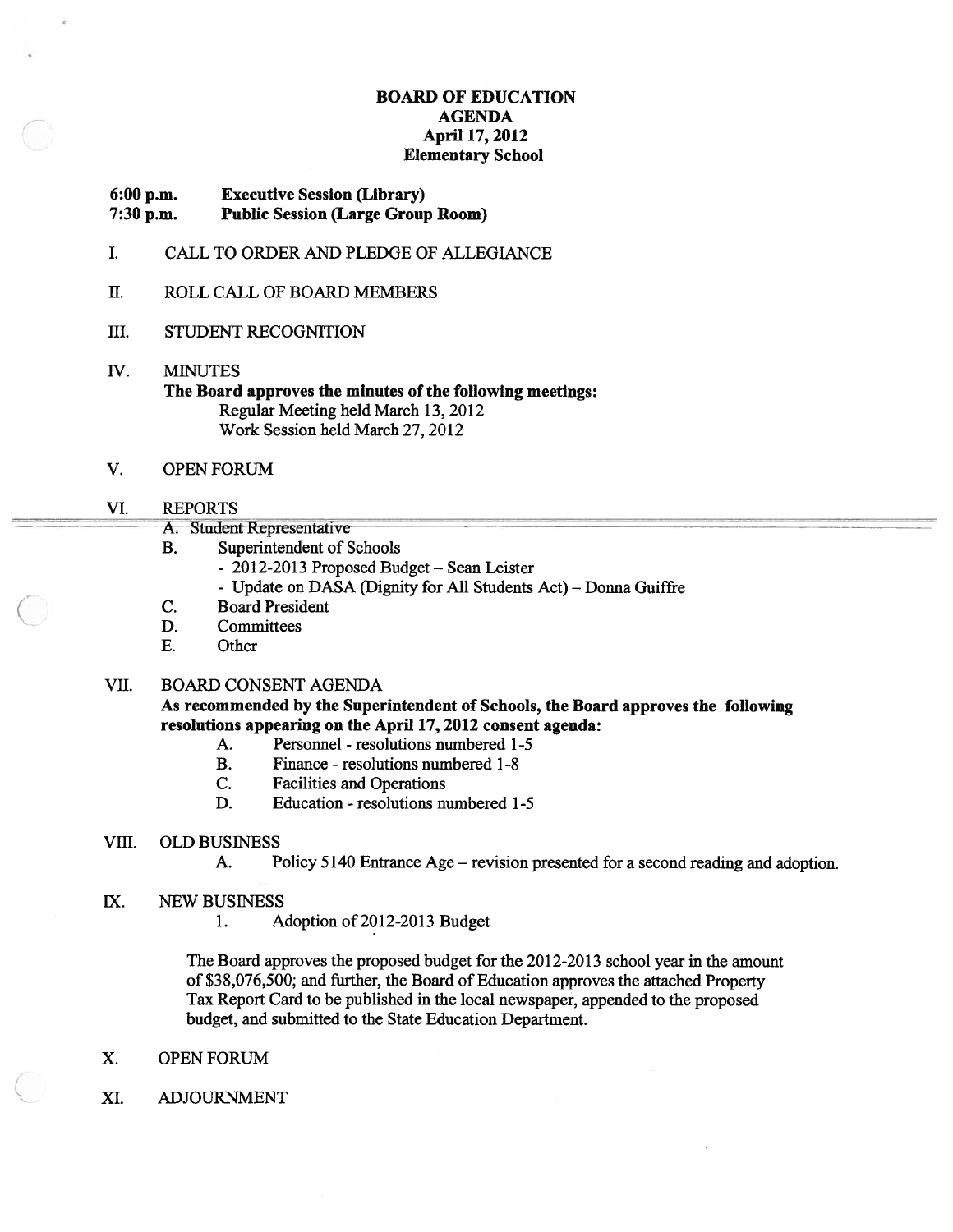# BOARD OF EDUCATION
## AGENDA
### April 17, 2012
### Elementary School

**6:00 p.m. Executive Session (Library)**
**7:30 p.m. Public Session (Large Group Room)**

I. CALL TO ORDER AND PLEDGE OF ALLEGIANCE

II. ROLL CALL OF BOARD MEMBERS

III. STUDENT RECOGNITION

IV. MINUTES

**The Board approves the minutes of the following meetings:**

Regular Meeting held March 13, 2012
Work Session held March 27, 2012

V. OPEN FORUM

VI. REPORTS

A. Student Representative

B. Superintendent of Schools
   - 2012-2013 Proposed Budget – Sean Leister
   - Update on DASA (Dignity for All Students Act) – Donna Guiffre

C. Board President

D. Committees

E. Other

VII. BOARD CONSENT AGENDA

**As recommended by the Superintendent of Schools, the Board approves the following resolutions appearing on the April 17, 2012 consent agenda:**

A. Personnel - resolutions numbered 1-5
B. Finance - resolutions numbered 1-8
C. Facilities and Operations
D. Education - resolutions numbered 1-5

VIII. OLD BUSINESS

A. Policy 5140 Entrance Age – revision presented for a second reading and adoption.

IX. NEW BUSINESS

1. Adoption of 2012-2013 Budget

The Board approves the proposed budget for the 2012-2013 school year in the amount of $38,076,500; and further, the Board of Education approves the attached Property Tax Report Card to be published in the local newspaper, appended to the proposed budget, and submitted to the State Education Department.

X. OPEN FORUM

XI. ADJOURNMENT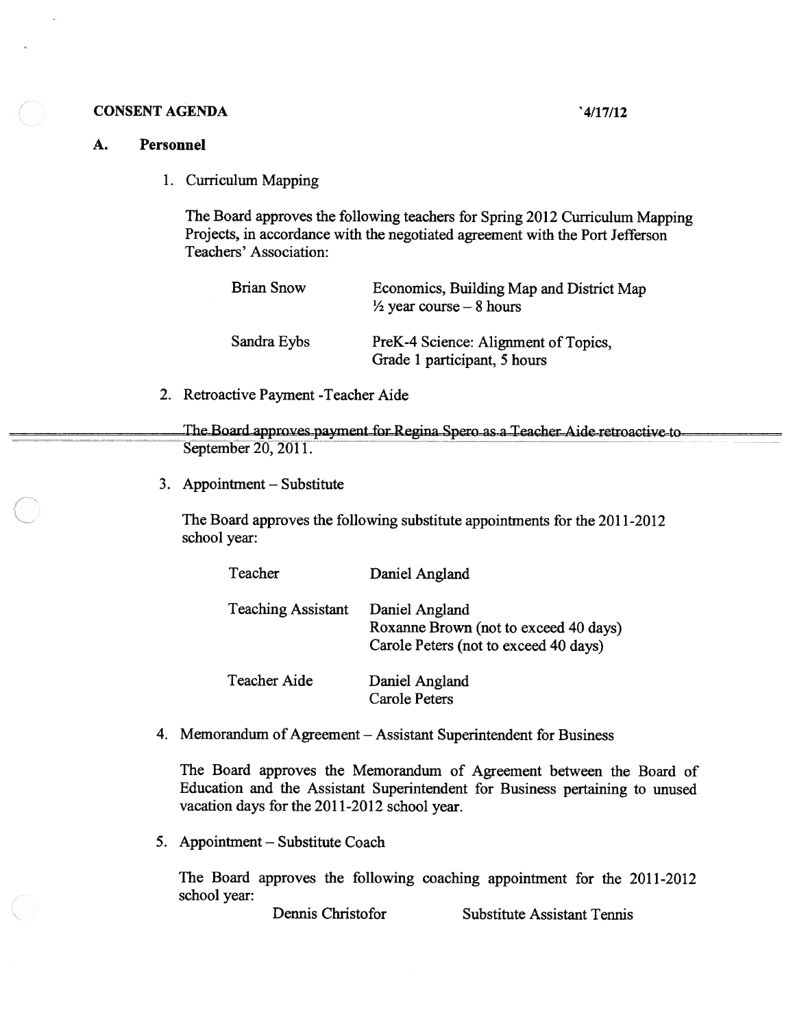**CONSENT AGENDA** `4/17/12

## A. Personnel

1. Curriculum Mapping

   The Board approves the following teachers for Spring 2012 Curriculum Mapping Projects, in accordance with the negotiated agreement with the Port Jefferson Teachers' Association:

   | | |
   |---|---|
   | Brian Snow | Economics, Building Map and District Map<br>½ year course – 8 hours |
   | Sandra Eybs | PreK-4 Science: Alignment of Topics,<br>Grade 1 participant, 5 hours |

2. Retroactive Payment -Teacher Aide

   ~~The Board approves payment for Regina Spero as a Teacher Aide retroactive to~~ September 20, 2011.

3. Appointment – Substitute

   The Board approves the following substitute appointments for the 2011-2012 school year:

   | | |
   |---|---|
   | Teacher | Daniel Angland |
   | Teaching Assistant | Daniel Angland<br>Roxanne Brown (not to exceed 40 days)<br>Carole Peters (not to exceed 40 days) |
   | Teacher Aide | Daniel Angland<br>Carole Peters |

4. Memorandum of Agreement – Assistant Superintendent for Business

   The Board approves the Memorandum of Agreement between the Board of Education and the Assistant Superintendent for Business pertaining to unused vacation days for the 2011-2012 school year.

5. Appointment – Substitute Coach

   The Board approves the following coaching appointment for the 2011-2012 school year:

   | | |
   |---|---|
   | Dennis Christofor | Substitute Assistant Tennis |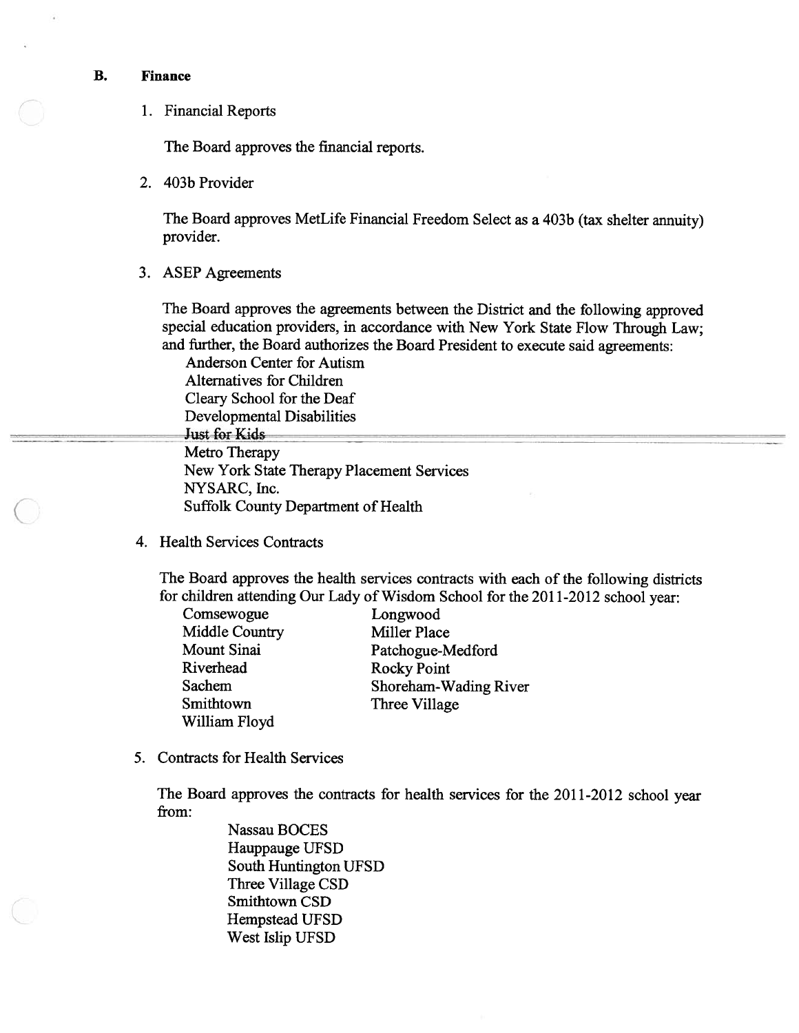**B. Finance**

1. Financial Reports

   The Board approves the financial reports.

2. 403b Provider

   The Board approves MetLife Financial Freedom Select as a 403b (tax shelter annuity) provider.

3. ASEP Agreements

   The Board approves the agreements between the District and the following approved special education providers, in accordance with New York State Flow Through Law; and further, the Board authorizes the Board President to execute said agreements:

   Anderson Center for Autism
   Alternatives for Children
   Cleary School for the Deaf
   Developmental Disabilities
   Just for Kids
   Metro Therapy
   New York State Therapy Placement Services
   NYSARC, Inc.
   Suffolk County Department of Health

4. Health Services Contracts

   The Board approves the health services contracts with each of the following districts for children attending Our Lady of Wisdom School for the 2011-2012 school year:

   | | |
   |---|---|
   | Comsewogue | Longwood |
   | Middle Country | Miller Place |
   | Mount Sinai | Patchogue-Medford |
   | Riverhead | Rocky Point |
   | Sachem | Shoreham-Wading River |
   | Smithtown | Three Village |
   | William Floyd | |

5. Contracts for Health Services

   The Board approves the contracts for health services for the 2011-2012 school year from:

   Nassau BOCES
   Hauppauge UFSD
   South Huntington UFSD
   Three Village CSD
   Smithtown CSD
   Hempstead UFSD
   West Islip UFSD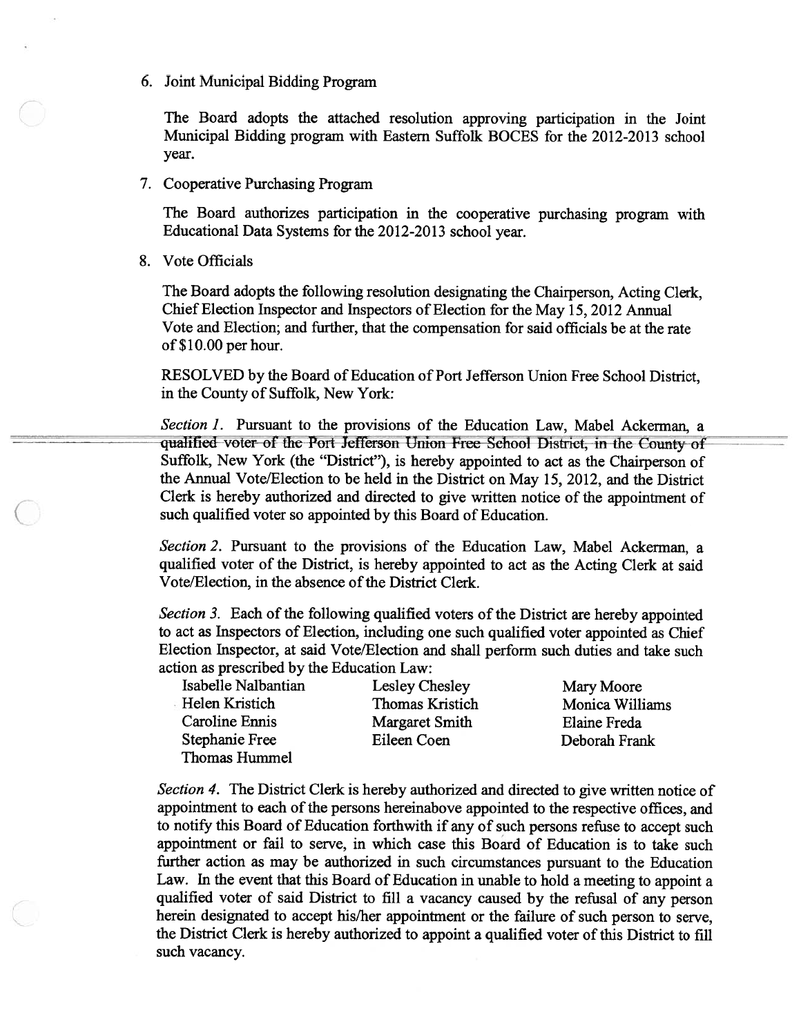6. Joint Municipal Bidding Program

   The Board adopts the attached resolution approving participation in the Joint Municipal Bidding program with Eastern Suffolk BOCES for the 2012-2013 school year.

7. Cooperative Purchasing Program

   The Board authorizes participation in the cooperative purchasing program with Educational Data Systems for the 2012-2013 school year.

8. Vote Officials

   The Board adopts the following resolution designating the Chairperson, Acting Clerk, Chief Election Inspector and Inspectors of Election for the May 15, 2012 Annual Vote and Election; and further, that the compensation for said officials be at the rate of $10.00 per hour.

   RESOLVED by the Board of Education of Port Jefferson Union Free School District, in the County of Suffolk, New York:

   *Section 1.* Pursuant to the provisions of the Education Law, Mabel Ackerman, a qualified voter of the Port Jefferson Union Free School District, in the County of Suffolk, New York (the "District"), is hereby appointed to act as the Chairperson of the Annual Vote/Election to be held in the District on May 15, 2012, and the District Clerk is hereby authorized and directed to give written notice of the appointment of such qualified voter so appointed by this Board of Education.

   *Section 2.* Pursuant to the provisions of the Education Law, Mabel Ackerman, a qualified voter of the District, is hereby appointed to act as the Acting Clerk at said Vote/Election, in the absence of the District Clerk.

   *Section 3.* Each of the following qualified voters of the District are hereby appointed to act as Inspectors of Election, including one such qualified voter appointed as Chief Election Inspector, at said Vote/Election and shall perform such duties and take such action as prescribed by the Education Law:

   | | | |
   |---|---|---|
   | Isabelle Nalbantian | Lesley Chesley | Mary Moore |
   | Helen Kristich | Thomas Kristich | Monica Williams |
   | Caroline Ennis | Margaret Smith | Elaine Freda |
   | Stephanie Free | Eileen Coen | Deborah Frank |
   | Thomas Hummel | | |

   *Section 4.* The District Clerk is hereby authorized and directed to give written notice of appointment to each of the persons hereinabove appointed to the respective offices, and to notify this Board of Education forthwith if any of such persons refuse to accept such appointment or fail to serve, in which case this Board of Education is to take such further action as may be authorized in such circumstances pursuant to the Education Law. In the event that this Board of Education in unable to hold a meeting to appoint a qualified voter of said District to fill a vacancy caused by the refusal of any person herein designated to accept his/her appointment or the failure of such person to serve, the District Clerk is hereby authorized to appoint a qualified voter of this District to fill such vacancy.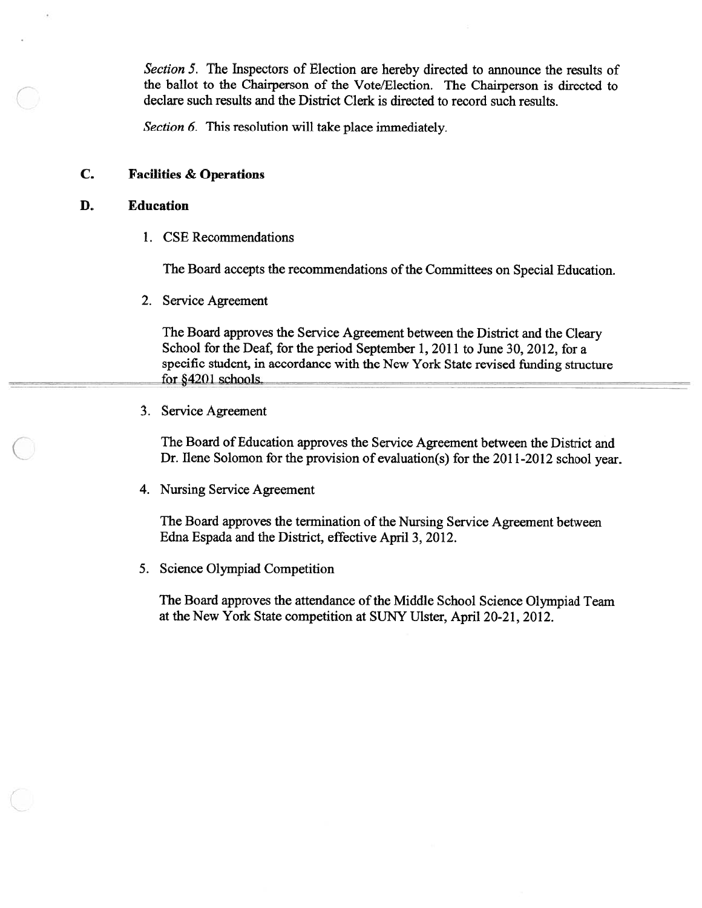*Section 5.* The Inspectors of Election are hereby directed to announce the results of the ballot to the Chairperson of the Vote/Election. The Chairperson is directed to declare such results and the District Clerk is directed to record such results.

*Section 6.* This resolution will take place immediately.

## C. Facilities & Operations

## D. Education

1. CSE Recommendations

   The Board accepts the recommendations of the Committees on Special Education.

2. Service Agreement

   The Board approves the Service Agreement between the District and the Cleary School for the Deaf, for the period September 1, 2011 to June 30, 2012, for a specific student, in accordance with the New York State revised funding structure for §4201 schools.

3. Service Agreement

   The Board of Education approves the Service Agreement between the District and Dr. Ilene Solomon for the provision of evaluation(s) for the 2011-2012 school year.

4. Nursing Service Agreement

   The Board approves the termination of the Nursing Service Agreement between Edna Espada and the District, effective April 3, 2012.

5. Science Olympiad Competition

   The Board approves the attendance of the Middle School Science Olympiad Team at the New York State competition at SUNY Ulster, April 20-21, 2012.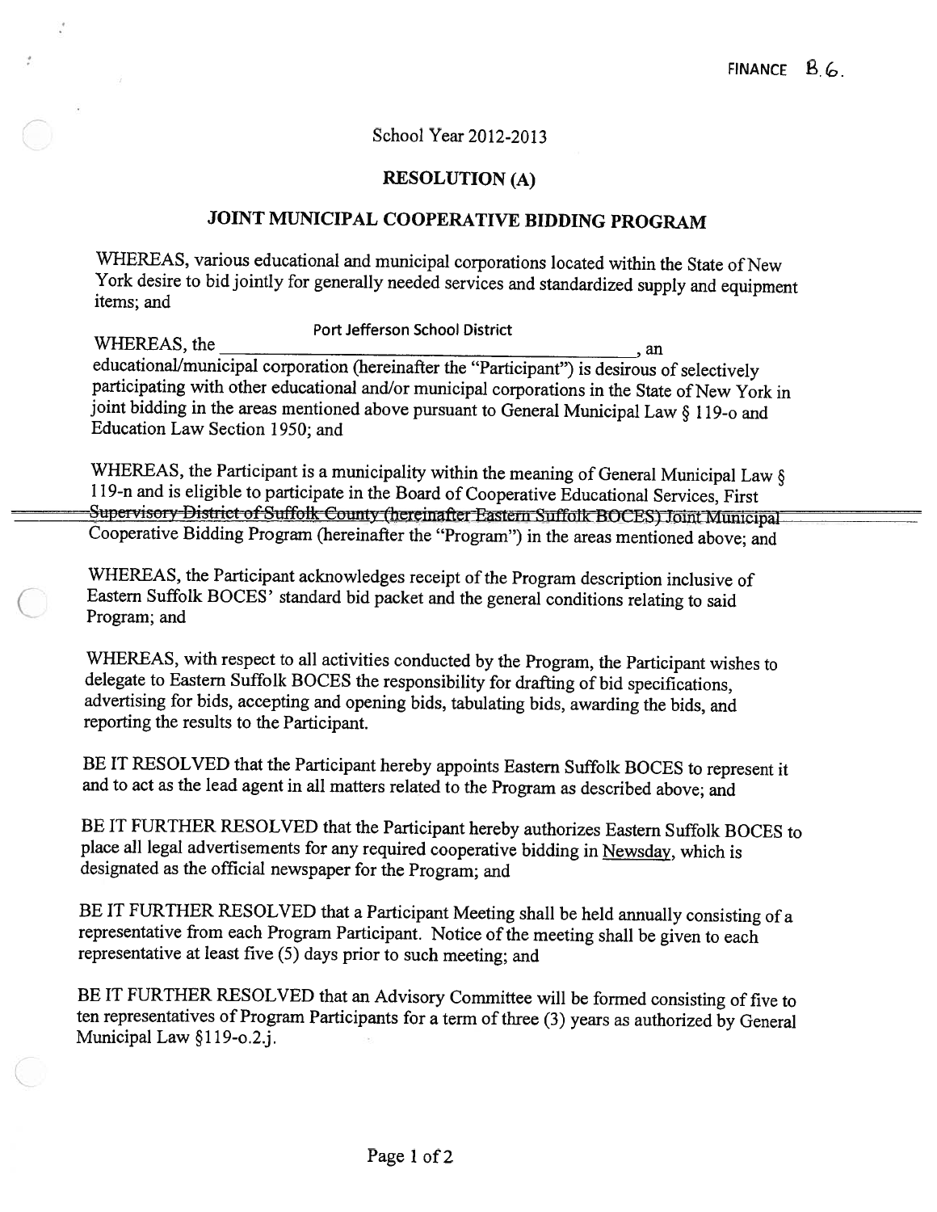FINANCE B.6.

School Year 2012-2013

**RESOLUTION (A)**

**JOINT MUNICIPAL COOPERATIVE BIDDING PROGRAM**

WHEREAS, various educational and municipal corporations located within the State of New York desire to bid jointly for generally needed services and standardized supply and equipment items; and

WHEREAS, the Port Jefferson School District, an educational/municipal corporation (hereinafter the "Participant") is desirous of selectively participating with other educational and/or municipal corporations in the State of New York in joint bidding in the areas mentioned above pursuant to General Municipal Law § 119-o and Education Law Section 1950; and

WHEREAS, the Participant is a municipality within the meaning of General Municipal Law § 119-n and is eligible to participate in the Board of Cooperative Educational Services, First Supervisory District of Suffolk County (hereinafter Eastern Suffolk BOCES) Joint Municipal Cooperative Bidding Program (hereinafter the "Program") in the areas mentioned above; and

WHEREAS, the Participant acknowledges receipt of the Program description inclusive of Eastern Suffolk BOCES' standard bid packet and the general conditions relating to said Program; and

WHEREAS, with respect to all activities conducted by the Program, the Participant wishes to delegate to Eastern Suffolk BOCES the responsibility for drafting of bid specifications, advertising for bids, accepting and opening bids, tabulating bids, awarding the bids, and reporting the results to the Participant.

BE IT RESOLVED that the Participant hereby appoints Eastern Suffolk BOCES to represent it and to act as the lead agent in all matters related to the Program as described above; and

BE IT FURTHER RESOLVED that the Participant hereby authorizes Eastern Suffolk BOCES to place all legal advertisements for any required cooperative bidding in Newsday, which is designated as the official newspaper for the Program; and

BE IT FURTHER RESOLVED that a Participant Meeting shall be held annually consisting of a representative from each Program Participant. Notice of the meeting shall be given to each representative at least five (5) days prior to such meeting; and

BE IT FURTHER RESOLVED that an Advisory Committee will be formed consisting of five to ten representatives of Program Participants for a term of three (3) years as authorized by General Municipal Law §119-o.2.j.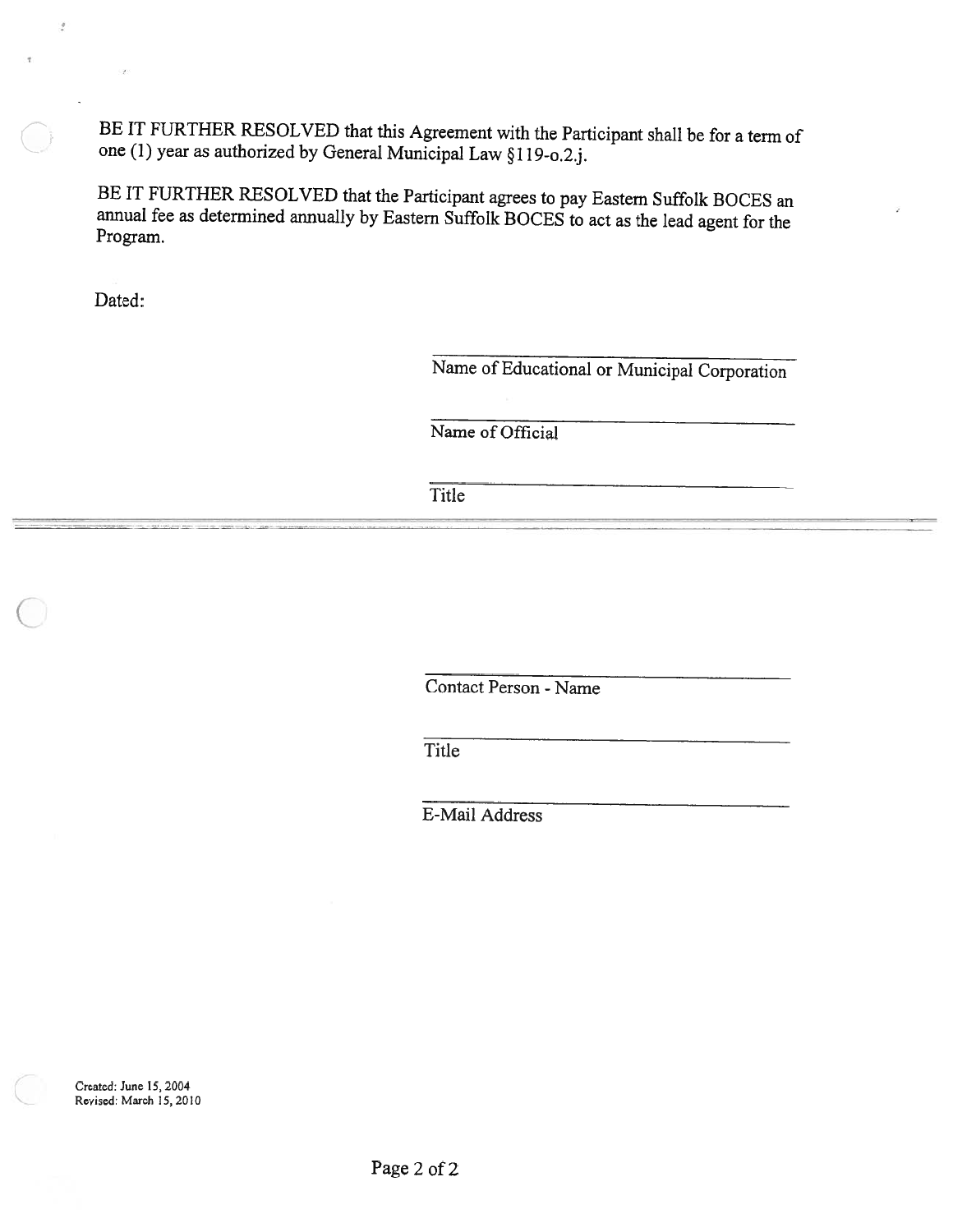BE IT FURTHER RESOLVED that this Agreement with the Participant shall be for a term of one (1) year as authorized by General Municipal Law §119-o.2.j.

BE IT FURTHER RESOLVED that the Participant agrees to pay Eastern Suffolk BOCES an annual fee as determined annually by Eastern Suffolk BOCES to act as the lead agent for the Program.

Dated:

\_\_\_\_\_\_\_\_\_\_\_\_\_\_\_\_\_\_\_\_\_\_\_\_\_\_\_\_\_\_\_\_\_\_\_\_
Name of Educational or Municipal Corporation

\_\_\_\_\_\_\_\_\_\_\_\_\_\_\_\_\_\_\_\_\_\_\_\_\_\_\_\_\_\_\_\_\_\_\_\_
Name of Official

\_\_\_\_\_\_\_\_\_\_\_\_\_\_\_\_\_\_\_\_\_\_\_\_\_\_\_\_\_\_\_\_\_\_\_\_
Title

---

\_\_\_\_\_\_\_\_\_\_\_\_\_\_\_\_\_\_\_\_\_\_\_\_\_\_\_\_\_\_\_\_\_\_\_\_
Contact Person - Name

\_\_\_\_\_\_\_\_\_\_\_\_\_\_\_\_\_\_\_\_\_\_\_\_\_\_\_\_\_\_\_\_\_\_\_\_
Title

\_\_\_\_\_\_\_\_\_\_\_\_\_\_\_\_\_\_\_\_\_\_\_\_\_\_\_\_\_\_\_\_\_\_\_\_
E-Mail Address

Created: June 15, 2004
Revised: March 15, 2010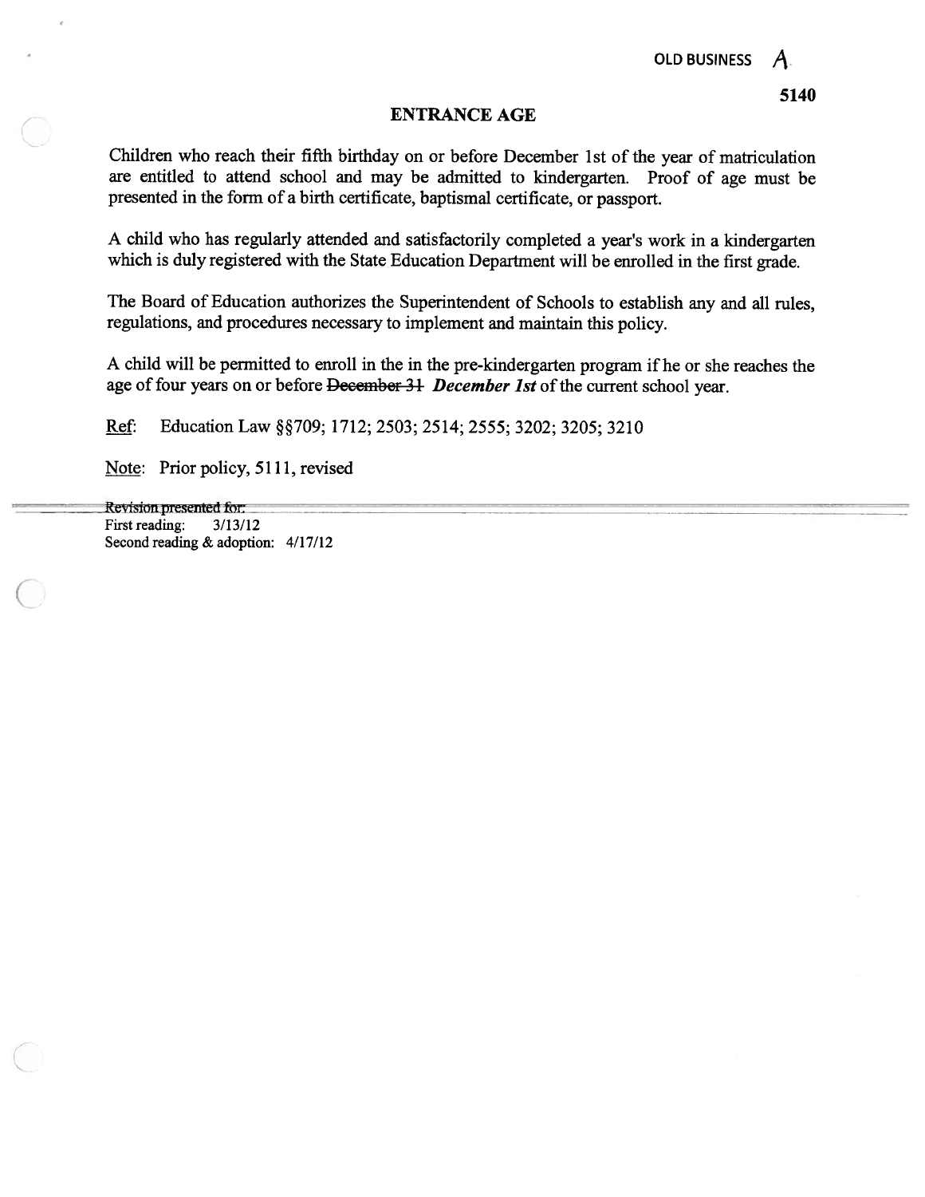OLD BUSINESS A

5140

## ENTRANCE AGE

Children who reach their fifth birthday on or before December 1st of the year of matriculation are entitled to attend school and may be admitted to kindergarten. Proof of age must be presented in the form of a birth certificate, baptismal certificate, or passport.

A child who has regularly attended and satisfactorily completed a year's work in a kindergarten which is duly registered with the State Education Department will be enrolled in the first grade.

The Board of Education authorizes the Superintendent of Schools to establish any and all rules, regulations, and procedures necessary to implement and maintain this policy.

A child will be permitted to enroll in the in the pre-kindergarten program if he or she reaches the age of four years on or before ~~December 31~~ ***December 1st*** of the current school year.

Ref: Education Law §§709; 1712; 2503; 2514; 2555; 3202; 3205; 3210

Note: Prior policy, 5111, revised

Revision presented for:
First reading: 3/13/12
Second reading & adoption: 4/17/12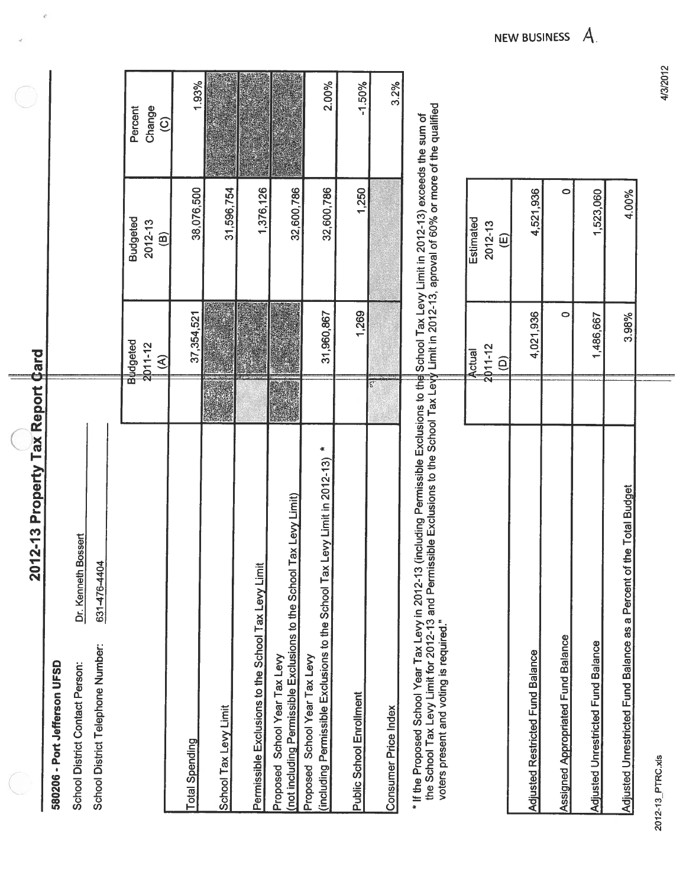NEW BUSINESS A.

# 2012-13 Property Tax Report Card

**580206 - Port Jefferson UFSD**

School District Contact Person: Dr. Kenneth Bossert

School District Telephone Number: 631-476-4404

| | Budgeted 2011-12 (A) | Budgeted 2012-13 (B) | Percent Change (C) |
|---|---|---|---|
| Total Spending | 37,354,521 | 38,076,500 | 1.93% |
| School Tax Levy Limit | | 31,596,754 | |
| Permissible Exclusions to the School Tax Levy Limit | | 1,376,126 | |
| Proposed School Year Tax Levy (not including Permissible Exclusions to the School Tax Levy Limit) | | 32,600,786 | |
| Proposed School Year Tax Levy (including Permissible Exclusions to the School Tax Levy Limit in 2012-13) * | 31,960,867 | 32,600,786 | 2.00% |
| Public School Enrollment | 1,269 | 1,250 | -1.50% |
| Consumer Price Index | | | 3.2% |

* If the Proposed School Year Tax Levy in 2012-13 (including Permissible Exclusions to the School Tax Levy Limit in 2012-13) exceeds the sum of the School Tax Levy Limit for 2012-13 and Permissible Exclusions to the School Tax Levy Limit in 2012-13, aproval of 60% or more of the qualified voters present and voting is required."

| | Actual 2011-12 (D) | Estimated 2012-13 (E) |
|---|---|---|
| Adjusted Restricted Fund Balance | 4,021,936 | 4,521,936 |
| Assigned Appropriated Fund Balance | 0 | 0 |
| Adjusted Unrestricted Fund Balance | 1,486,667 | 1,523,060 |
| Adjusted Unrestricted Fund Balance as a Percent of the Total Budget | 3.98% | 4.00% |

2012-13_PTRC.xls

4/3/2012